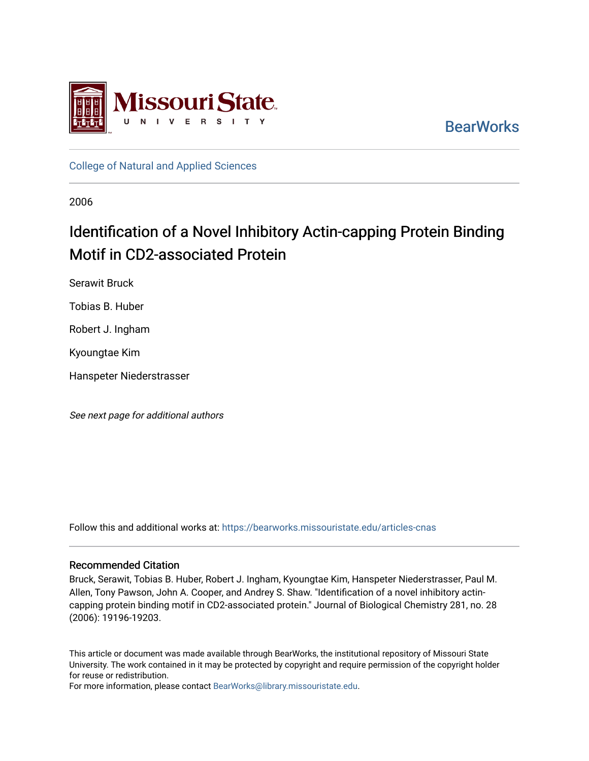Missouri State University

BearWorks

College of Natural and Applied Sciences

2006

# Identification of a Novel Inhibitory Actin-capping Protein Binding Motif in CD2-associated Protein

Serawit Bruck

Tobias B. Huber

Robert J. Ingham

Kyoungtae Kim

Hanspeter Niederstrasser

*See next page for additional authors*

Follow this and additional works at: https://bearworks.missouristate.edu/articles-cnas

### Recommended Citation

Bruck, Serawit, Tobias B. Huber, Robert J. Ingham, Kyoungtae Kim, Hanspeter Niederstrasser, Paul M. Allen, Tony Pawson, John A. Cooper, and Andrey S. Shaw. "Identification of a novel inhibitory actin-capping protein binding motif in CD2-associated protein." Journal of Biological Chemistry 281, no. 28 (2006): 19196-19203.

This article or document was made available through BearWorks, the institutional repository of Missouri State University. The work contained in it may be protected by copyright and require permission of the copyright holder for reuse or redistribution.

For more information, please contact BearWorks@library.missouristate.edu.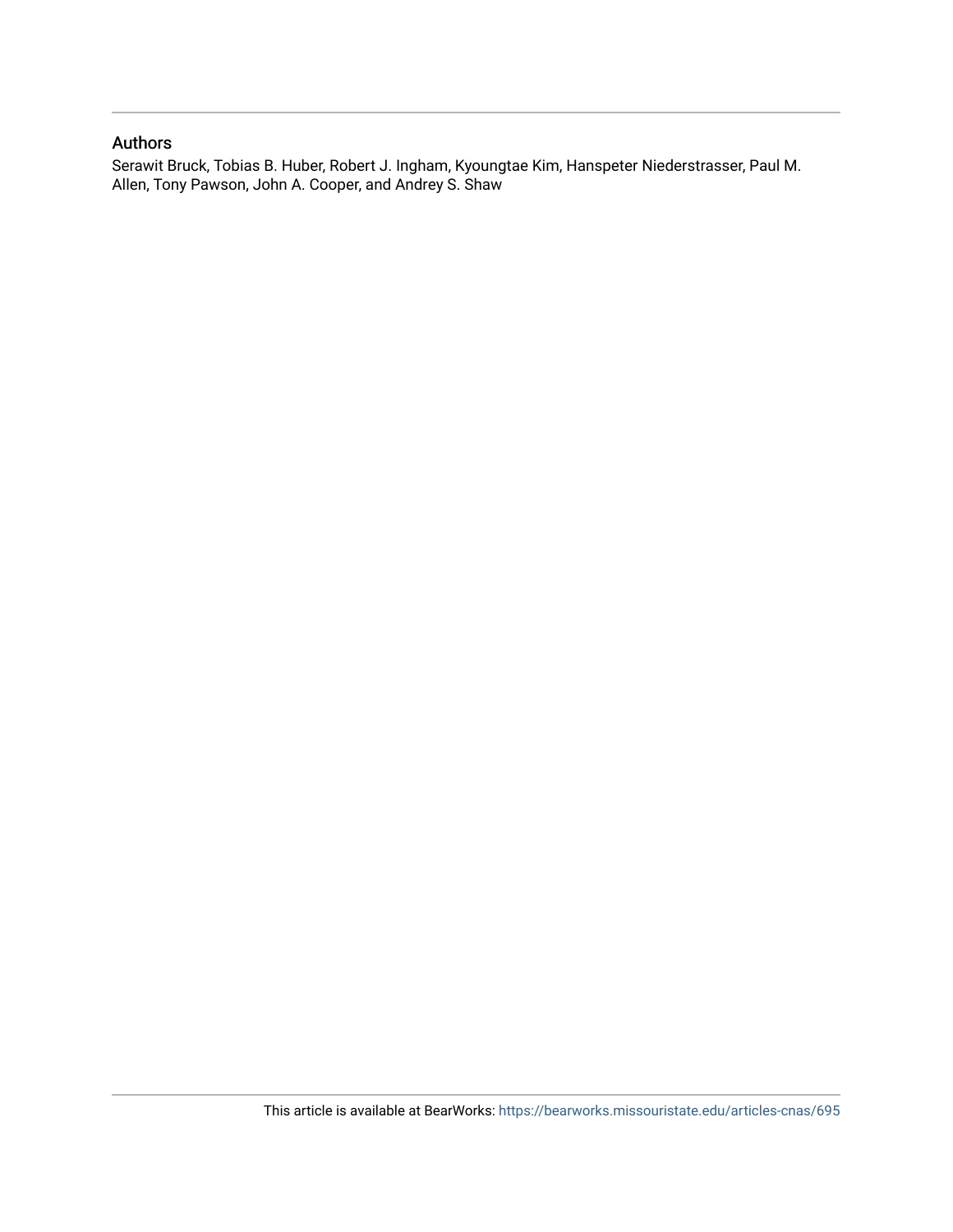### Authors

Serawit Bruck, Tobias B. Huber, Robert J. Ingham, Kyoungtae Kim, Hanspeter Niederstrasser, Paul M. Allen, Tony Pawson, John A. Cooper, and Andrey S. Shaw

This article is available at BearWorks: https://bearworks.missouristate.edu/articles-cnas/695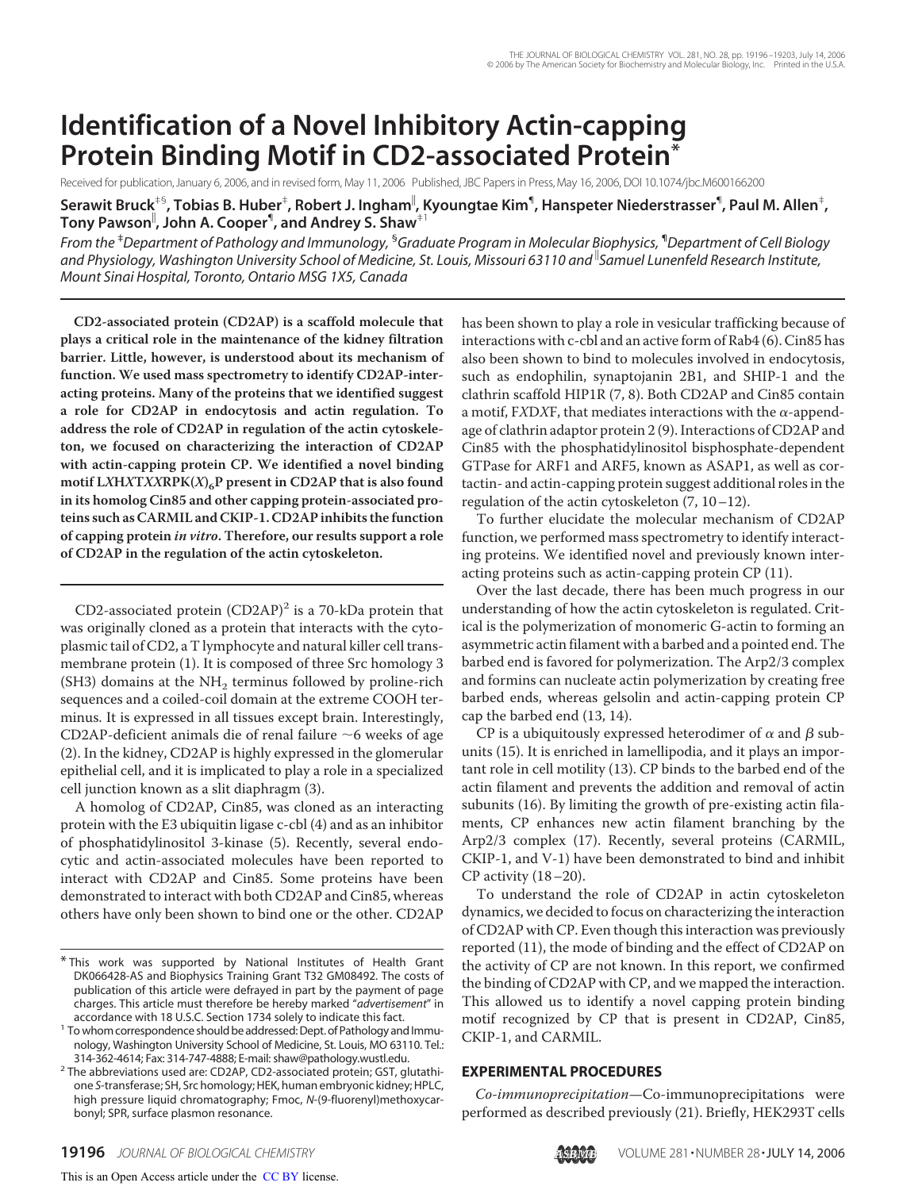# Identification of a Novel Inhibitory Actin-capping Protein Binding Motif in CD2-associated Protein*

Received for publication, January 6, 2006, and in revised form, May 11, 2006 Published, JBC Papers in Press, May 16, 2006, DOI 10.1074/jbc.M600166200

**Serawit Bruck[‡§], Tobias B. Huber[‡], Robert J. Ingham[‖], Kyoungtae Kim[¶], Hanspeter Niederstrasser[¶], Paul M. Allen[‡], Tony Pawson[‖], John A. Cooper[¶], and Andrey S. Shaw[‡1]**

*From the [‡]Department of Pathology and Immunology, [§]Graduate Program in Molecular Biophysics, [¶]Department of Cell Biology and Physiology, Washington University School of Medicine, St. Louis, Missouri 63110 and [‖]Samuel Lunenfeld Research Institute, Mount Sinai Hospital, Toronto, Ontario M5G 1X5, Canada*

**CD2-associated protein (CD2AP) is a scaffold molecule that plays a critical role in the maintenance of the kidney filtration barrier. Little, however, is understood about its mechanism of function. We used mass spectrometry to identify CD2AP-interacting proteins. Many of the proteins that we identified suggest a role for CD2AP in endocytosis and actin regulation. To address the role of CD2AP in regulation of the actin cytoskeleton, we focused on characterizing the interaction of CD2AP with actin-capping protein CP. We identified a novel binding motif *LXHXTXX*RPK(*X*)$_6$P present in CD2AP that is also found in its homolog Cin85 and other capping protein-associated proteins such as CARMIL and CKIP-1. CD2AP inhibits the function of capping protein *in vitro*. Therefore, our results support a role of CD2AP in the regulation of the actin cytoskeleton.**

CD2-associated protein (CD2AP)[2] is a 70-kDa protein that was originally cloned as a protein that interacts with the cytoplasmic tail of CD2, a T lymphocyte and natural killer cell transmembrane protein (1). It is composed of three Src homology 3 (SH3) domains at the $NH_2$ terminus followed by proline-rich sequences and a coiled-coil domain at the extreme COOH terminus. It is expressed in all tissues except brain. Interestingly, CD2AP-deficient animals die of renal failure ~6 weeks of age (2). In the kidney, CD2AP is highly expressed in the glomerular epithelial cell, and it is implicated to play a role in a specialized cell junction known as a slit diaphragm (3).

A homolog of CD2AP, Cin85, was cloned as an interacting protein with the E3 ubiquitin ligase c-cbl (4) and as an inhibitor of phosphatidylinositol 3-kinase (5). Recently, several endocytic and actin-associated molecules have been reported to interact with CD2AP and Cin85. Some proteins have been demonstrated to interact with both CD2AP and Cin85, whereas others have only been shown to bind one or the other. CD2AP has been shown to play a role in vesicular trafficking because of interactions with c-cbl and an active form of Rab4 (6). Cin85 has also been shown to bind to molecules involved in endocytosis, such as endophilin, synaptojanin 2B1, and SHIP-1 and the clathrin scaffold HIP1R (7, 8). Both CD2AP and Cin85 contain a motif, F*X*D*X*F, that mediates interactions with the α-appendage of clathrin adaptor protein 2 (9). Interactions of CD2AP and Cin85 with the phosphatidylinositol bisphosphate-dependent GTPase for ARF1 and ARF5, known as ASAP1, as well as cortactin- and actin-capping protein suggest additional roles in the regulation of the actin cytoskeleton (7, 10–12).

To further elucidate the molecular mechanism of CD2AP function, we performed mass spectrometry to identify interacting proteins. We identified novel and previously known interacting proteins such as actin-capping protein CP (11).

Over the last decade, there has been much progress in our understanding of how the actin cytoskeleton is regulated. Critical is the polymerization of monomeric G-actin to forming an asymmetric actin filament with a barbed and a pointed end. The barbed end is favored for polymerization. The Arp2/3 complex and formins can nucleate actin polymerization by creating free barbed ends, whereas gelsolin and actin-capping protein CP cap the barbed end (13, 14).

CP is a ubiquitously expressed heterodimer of α and β subunits (15). It is enriched in lamellipodia, and it plays an important role in cell motility (13). CP binds to the barbed end of the actin filament and prevents the addition and removal of actin subunits (16). By limiting the growth of pre-existing actin filaments, CP enhances new actin filament branching by the Arp2/3 complex (17). Recently, several proteins (CARMIL, CKIP-1, and V-1) have been demonstrated to bind and inhibit CP activity (18–20).

To understand the role of CD2AP in actin cytoskeleton dynamics, we decided to focus on characterizing the interaction of CD2AP with CP. Even though this interaction was previously reported (11), the mode of binding and the effect of CD2AP on the activity of CP are not known. In this report, we confirmed the binding of CD2AP with CP, and we mapped the interaction. This allowed us to identify a novel capping protein binding motif recognized by CP that is present in CD2AP, Cin85, CKIP-1, and CARMIL.

## EXPERIMENTAL PROCEDURES

*Co-immunoprecipitation*—Co-immunoprecipitations were performed as described previously (21). Briefly, HEK293T cells

---

* This work was supported by National Institutes of Health Grant DK066428-AS and Biophysics Training Grant T32 GM08492. The costs of publication of this article were defrayed in part by the payment of page charges. This article must therefore be hereby marked "*advertisement*" in accordance with 18 U.S.C. Section 1734 solely to indicate this fact.

[1] To whom correspondence should be addressed: Dept. of Pathology and Immunology, Washington University School of Medicine, St. Louis, MO 63110. Tel.: 314-362-4614; Fax: 314-747-4888; E-mail: shaw@pathology.wustl.edu.

[2] The abbreviations used are: CD2AP, CD2-associated protein; GST, glutathione *S*-transferase; SH, Src homology; HEK, human embryonic kidney; HPLC, high pressure liquid chromatography; Fmoc, *N*-(9-fluorenyl)methoxycarbonyl; SPR, surface plasmon resonance.

This is an Open Access article under the CC BY license.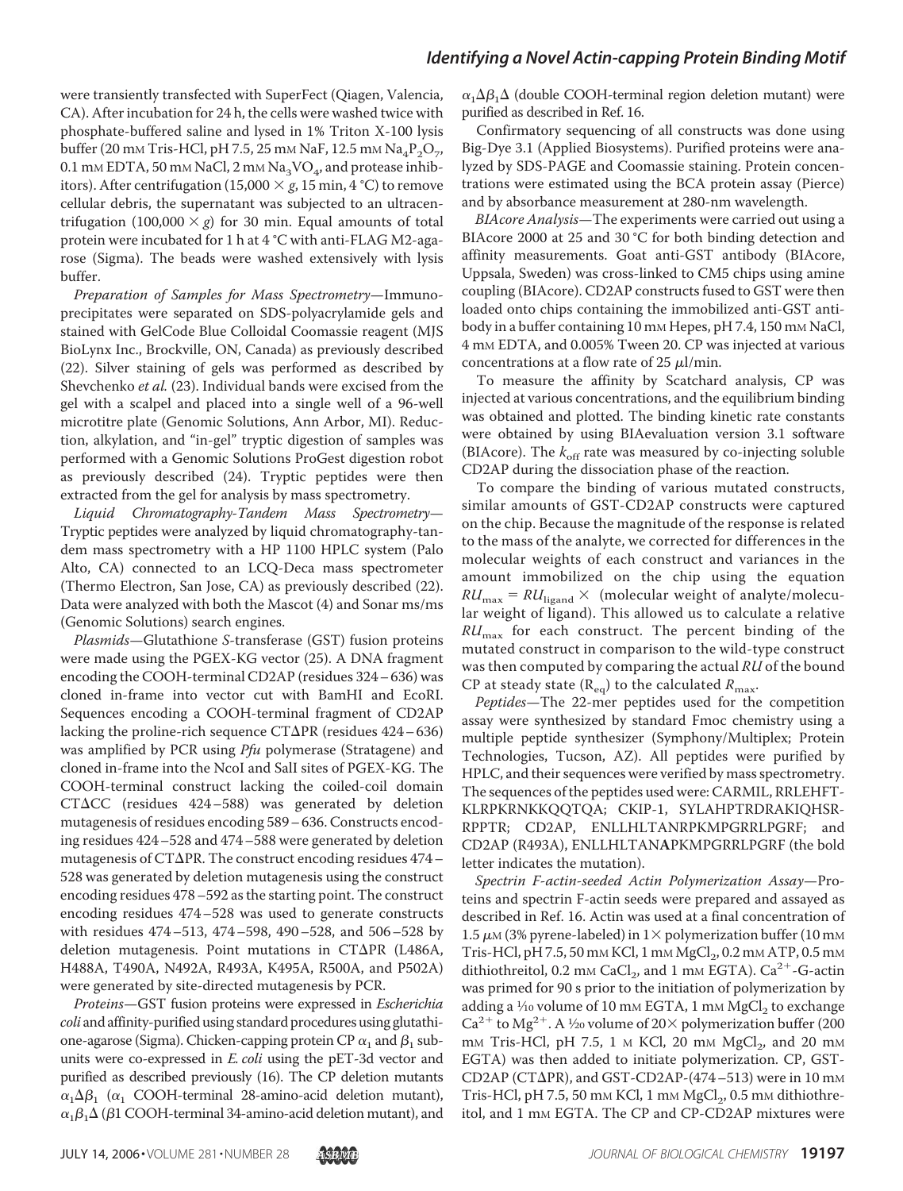were transiently transfected with SuperFect (Qiagen, Valencia, CA). After incubation for 24 h, the cells were washed twice with phosphate-buffered saline and lysed in 1% Triton X-100 lysis buffer (20 mM Tris-HCl, pH 7.5, 25 mM NaF, 12.5 mM $Na_4P_2O_7$, 0.1 mM EDTA, 50 mM NaCl, 2 mM $Na_3VO_4$, and protease inhibitors). After centrifugation (15,000 × *g*, 15 min, 4 °C) to remove cellular debris, the supernatant was subjected to an ultracentrifugation (100,000 × *g*) for 30 min. Equal amounts of total protein were incubated for 1 h at 4 °C with anti-FLAG M2-agarose (Sigma). The beads were washed extensively with lysis buffer.

*Preparation of Samples for Mass Spectrometry*—Immunoprecipitates were separated on SDS-polyacrylamide gels and stained with GelCode Blue Colloidal Coomassie reagent (MJS BioLynx Inc., Brockville, ON, Canada) as previously described (22). Silver staining of gels was performed as described by Shevchenko *et al.* (23). Individual bands were excised from the gel with a scalpel and placed into a single well of a 96-well microtitre plate (Genomic Solutions, Ann Arbor, MI). Reduction, alkylation, and "in-gel" tryptic digestion of samples was performed with a Genomic Solutions ProGest digestion robot as previously described (24). Tryptic peptides were then extracted from the gel for analysis by mass spectrometry.

*Liquid Chromatography-Tandem Mass Spectrometry*—Tryptic peptides were analyzed by liquid chromatography-tandem mass spectrometry with a HP 1100 HPLC system (Palo Alto, CA) connected to an LCQ-Deca mass spectrometer (Thermo Electron, San Jose, CA) as previously described (22). Data were analyzed with both the Mascot (4) and Sonar ms/ms (Genomic Solutions) search engines.

*Plasmids*—Glutathione *S*-transferase (GST) fusion proteins were made using the PGEX-KG vector (25). A DNA fragment encoding the COOH-terminal CD2AP (residues 324–636) was cloned in-frame into vector cut with BamHI and EcoRI. Sequences encoding a COOH-terminal fragment of CD2AP lacking the proline-rich sequence CTΔPR (residues 424–636) was amplified by PCR using *Pfu* polymerase (Stratagene) and cloned in-frame into the NcoI and SalI sites of PGEX-KG. The COOH-terminal construct lacking the coiled-coil domain CTΔCC (residues 424–588) was generated by deletion mutagenesis of residues encoding 589–636. Constructs encoding residues 424–528 and 474–588 were generated by deletion mutagenesis of CTΔPR. The construct encoding residues 474–528 was generated by deletion mutagenesis using the construct encoding residues 478–592 as the starting point. The construct encoding residues 474–528 was used to generate constructs with residues 474–513, 474–598, 490–528, and 506–528 by deletion mutagenesis. Point mutations in CTΔPR (L486A, H488A, T490A, N492A, R493A, K495A, R500A, and P502A) were generated by site-directed mutagenesis by PCR.

*Proteins*—GST fusion proteins were expressed in *Escherichia coli* and affinity-purified using standard procedures using glutathione-agarose (Sigma). Chicken-capping protein CP $\alpha_1$ and $\beta_1$ subunits were co-expressed in *E. coli* using the pET-3d vector and purified as described previously (16). The CP deletion mutants $\alpha_1\Delta\beta_1$ ($\alpha_1$ COOH-terminal 28-amino-acid deletion mutant), $\alpha_1\beta_1\Delta$ ($\beta$1 COOH-terminal 34-amino-acid deletion mutant), and $\alpha_1\Delta\beta_1\Delta$ (double COOH-terminal region deletion mutant) were purified as described in Ref. 16.

Confirmatory sequencing of all constructs was done using Big-Dye 3.1 (Applied Biosystems). Purified proteins were analyzed by SDS-PAGE and Coomassie staining. Protein concentrations were estimated using the BCA protein assay (Pierce) and by absorbance measurement at 280-nm wavelength.

*BIAcore Analysis*—The experiments were carried out using a BIAcore 2000 at 25 and 30 °C for both binding detection and affinity measurements. Goat anti-GST antibody (BIAcore, Uppsala, Sweden) was cross-linked to CM5 chips using amine coupling (BIAcore). CD2AP constructs fused to GST were then loaded onto chips containing the immobilized anti-GST antibody in a buffer containing 10 mM Hepes, pH 7.4, 150 mM NaCl, 4 mM EDTA, and 0.005% Tween 20. CP was injected at various concentrations at a flow rate of 25 μl/min.

To measure the affinity by Scatchard analysis, CP was injected at various concentrations, and the equilibrium binding was obtained and plotted. The binding kinetic rate constants were obtained by using BIAevaluation version 3.1 software (BIAcore). The $k_{off}$ rate was measured by co-injecting soluble CD2AP during the dissociation phase of the reaction.

To compare the binding of various mutated constructs, similar amounts of GST-CD2AP constructs were captured on the chip. Because the magnitude of the response is related to the mass of the analyte, we corrected for differences in the molecular weights of each construct and variances in the amount immobilized on the chip using the equation $RU_{max} = RU_{ligand} \times$ (molecular weight of analyte/molecular weight of ligand). This allowed us to calculate a relative $RU_{max}$ for each construct. The percent binding of the mutated construct in comparison to the wild-type construct was then computed by comparing the actual *RU* of the bound CP at steady state ($R_{eq}$) to the calculated $R_{max}$.

*Peptides*—The 22-mer peptides used for the competition assay were synthesized by standard Fmoc chemistry using a multiple peptide synthesizer (Symphony/Multiplex; Protein Technologies, Tucson, AZ). All peptides were purified by HPLC, and their sequences were verified by mass spectrometry. The sequences of the peptides used were: CARMIL, RRLEHFTKLRPKRNKKQQTQA; CKIP-1, SYLAHPTRDRAKIQHSRRPPTR; CD2AP, ENLLHLTANRPKMPGRRLPGRF; and CD2AP (R493A), ENLLHLTAN**A**PKMPGRRLPGRF (the bold letter indicates the mutation).

*Spectrin F-actin-seeded Actin Polymerization Assay*—Proteins and spectrin F-actin seeds were prepared and assayed as described in Ref. 16. Actin was used at a final concentration of 1.5 μM (3% pyrene-labeled) in 1× polymerization buffer (10 mM Tris-HCl, pH 7.5, 50 mM KCl, 1 mM $MgCl_2$, 0.2 mM ATP, 0.5 mM dithiothreitol, 0.2 mM $CaCl_2$, and 1 mM EGTA). $Ca^{2+}$-G-actin was primed for 90 s prior to the initiation of polymerization by adding a 1/10 volume of 10 mM EGTA, 1 mM $MgCl_2$ to exchange $Ca^{2+}$ to $Mg^{2+}$. A 1/20 volume of 20× polymerization buffer (200 mM Tris-HCl, pH 7.5, 1 M KCl, 20 mM $MgCl_2$, and 20 mM EGTA) was then added to initiate polymerization. CP, GST-CD2AP (CTΔPR), and GST-CD2AP-(474–513) were in 10 mM Tris-HCl, pH 7.5, 50 mM KCl, 1 mM $MgCl_2$, 0.5 mM dithiothreitol, and 1 mM EGTA. The CP and CP-CD2AP mixtures were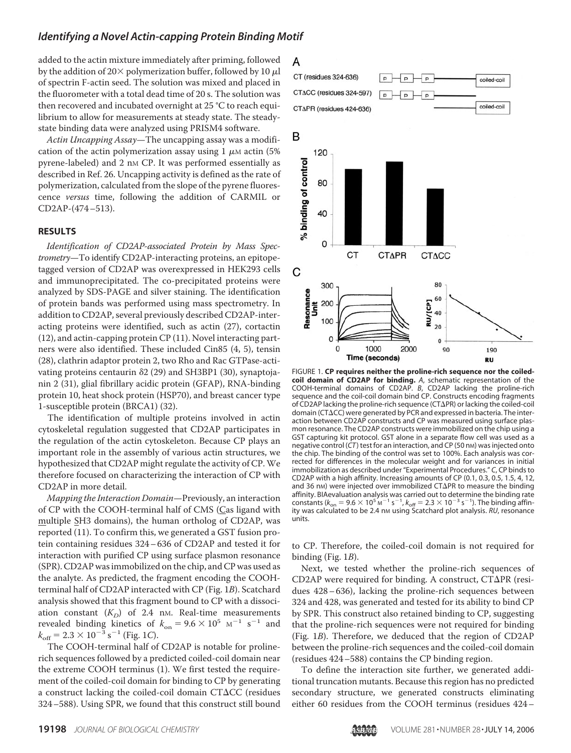added to the actin mixture immediately after priming, followed by the addition of 20× polymerization buffer, followed by 10 μl of spectrin F-actin seed. The solution was mixed and placed in the fluorometer with a total dead time of 20 s. The solution was then recovered and incubated overnight at 25 °C to reach equilibrium to allow for measurements at steady state. The steady-state binding data were analyzed using PRISM4 software.

*Actin Uncapping Assay*—The uncapping assay was a modification of the actin polymerization assay using 1 μM actin (5% pyrene-labeled) and 2 nM CP. It was performed essentially as described in Ref. 26. Uncapping activity is defined as the rate of polymerization, calculated from the slope of the pyrene fluorescence *versus* time, following the addition of CARMIL or CD2AP-(474–513).

## RESULTS

*Identification of CD2AP-associated Protein by Mass Spectrometry*—To identify CD2AP-interacting proteins, an epitope-tagged version of CD2AP was overexpressed in HEK293 cells and immunoprecipitated. The co-precipitated proteins were analyzed by SDS-PAGE and silver staining. The identification of protein bands was performed using mass spectrometry. In addition to CD2AP, several previously described CD2AP-interacting proteins were identified, such as actin (27), cortactin (12), and actin-capping protein CP (11). Novel interacting partners were also identified. These included Cin85 (4, 5), tensin (28), clathrin adaptor protein 2, two Rho and Rac GTPase-activating proteins centaurin δ2 (29) and SH3BP1 (30), synaptojanin 2 (31), glial fibrillary acidic protein (GFAP), RNA-binding protein 10, heat shock protein (HSP70), and breast cancer type 1-susceptible protein (BRCA1) (32).

The identification of multiple proteins involved in actin cytoskeletal regulation suggested that CD2AP participates in the regulation of the actin cytoskeleton. Because CP plays an important role in the assembly of various actin structures, we hypothesized that CD2AP might regulate the activity of CP. We therefore focused on characterizing the interaction of CP with CD2AP in more detail.

*Mapping the Interaction Domain*—Previously, an interaction of CP with the COOH-terminal half of CMS (Cas ligand with multiple SH3 domains), the human ortholog of CD2AP, was reported (11). To confirm this, we generated a GST fusion protein containing residues 324–636 of CD2AP and tested it for interaction with purified CP using surface plasmon resonance (SPR). CD2AP was immobilized on the chip, and CP was used as the analyte. As predicted, the fragment encoding the COOH-terminal half of CD2AP interacted with CP (Fig. 1*B*). Scatchard analysis showed that this fragment bound to CP with a dissociation constant ($K_D$) of 2.4 nM. Real-time measurements revealed binding kinetics of $k_{on} = 9.6 \times 10^5$ $M^{-1}$ $s^{-1}$ and $k_{off} = 2.3 \times 10^{-3}$ $s^{-1}$ (Fig. 1*C*).

The COOH-terminal half of CD2AP is notable for proline-rich sequences followed by a predicted coiled-coil domain near the extreme COOH terminus (1). We first tested the requirement of the coiled-coil domain for binding to CP by generating a construct lacking the coiled-coil domain CTΔCC (residues 324–588). Using SPR, we found that this construct still bound to CP. Therefore, the coiled-coil domain is not required for binding (Fig. 1*B*).

FIGURE 1. **CP requires neither the proline-rich sequence nor the coiled-coil domain of CD2AP for binding.** *A*, schematic representation of the COOH-terminal domains of CD2AP. *B*, CD2AP lacking the proline-rich sequence and the coil-coil domain bind CP. Constructs encoding fragments of CD2AP lacking the proline-rich sequence (CTΔPR) or lacking the coiled-coil domain (CTΔCC) were generated by PCR and expressed in bacteria. The interaction between CD2AP constructs and CP was measured using surface plasmon resonance. The CD2AP constructs were immobilized on the chip using a GST capturing kit protocol. GST alone in a separate flow cell was used as a negative control (*CT*) test for an interaction, and CP (50 nM) was injected onto the chip. The binding of the control was set to 100%. Each analysis was corrected for differences in the molecular weight and for variances in initial immobilization as described under "Experimental Procedures." *C*, CP binds to CD2AP with a high affinity. Increasing amounts of CP (0.1, 0.3, 0.5, 1.5, 4, 12, and 36 nM) were injected over immobilized CTΔPR to measure the binding affinity. BIAevaluation analysis was carried out to determine the binding rate constants ($k_{on} = 9.6 \times 10^5$ $M^{-1}$ $s^{-1}$, $k_{off} = 2.3 \times 10^{-3}$ $s^{-1}$). The binding affinity was calculated to be 2.4 nM using Scatchard plot analysis. *RU*, resonance units.

Next, we tested whether the proline-rich sequences of CD2AP were required for binding. A construct, CTΔPR (residues 428–636), lacking the proline-rich sequences between 324 and 428, was generated and tested for its ability to bind CP by SPR. This construct also retained binding to CP, suggesting that the proline-rich sequences were not required for binding (Fig. 1*B*). Therefore, we deduced that the region of CD2AP between the proline-rich sequences and the coiled-coil domain (residues 424–588) contains the CP binding region.

To define the interaction site further, we generated additional truncation mutants. Because this region has no predicted secondary structure, we generated constructs eliminating either 60 residues from the COOH terminus (residues 424–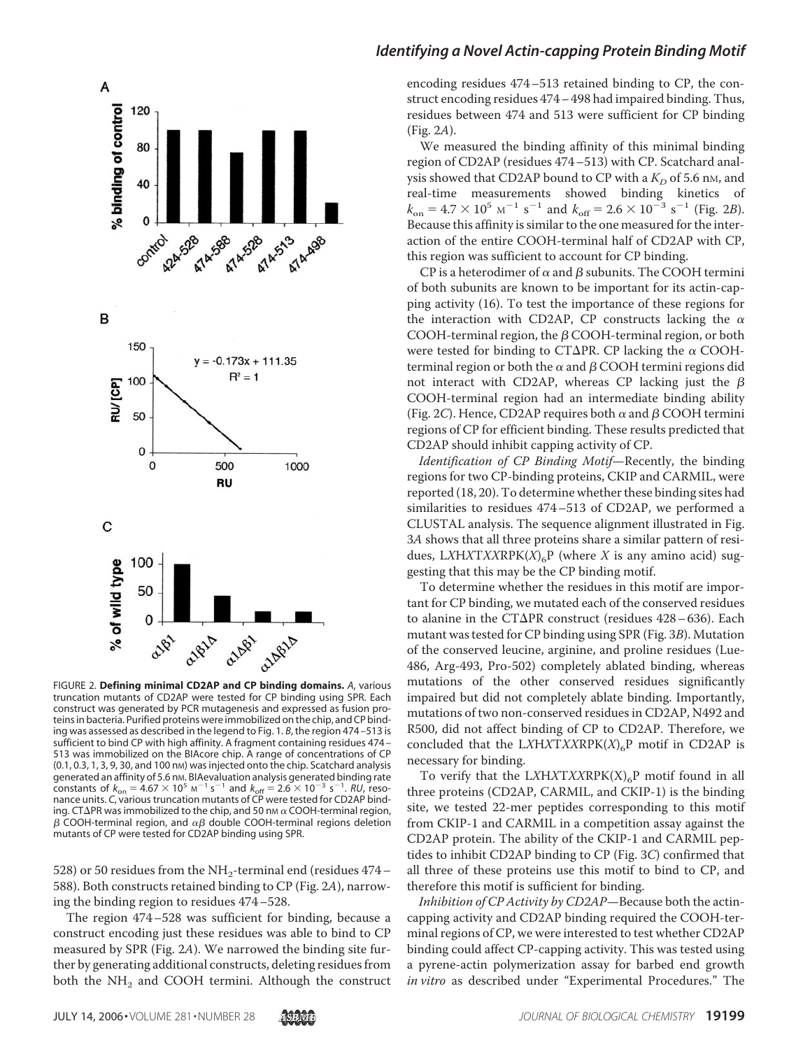FIGURE 2. **Defining minimal CD2AP and CP binding domains.** *A*, various truncation mutants of CD2AP were tested for CP binding using SPR. Each construct was generated by PCR mutagenesis and expressed as fusion proteins in bacteria. Purified proteins were immobilized on the chip, and CP binding was assessed as described in the legend to Fig. 1. *B*, the region 474–513 is sufficient to bind CP with high affinity. A fragment containing residues 474–513 was immobilized on the BIAcore chip. A range of concentrations of CP (0.1, 0.3, 1, 3, 9, 30, and 100 nM) was injected onto the chip. Scatchard analysis generated an affinity of 5.6 nM. BIAevaluation analysis generated binding rate constants of $k_{on} = 4.67 \times 10^5$ $M^{-1}$ $s^{-1}$ and $k_{off} = 2.6 \times 10^{-3}$ $s^{-1}$. *RU*, resonance units. *C*, various truncation mutants of CP were tested for CD2AP binding. CTΔPR was immobilized to the chip, and 50 nM α COOH-terminal region, β COOH-terminal region, and αβ double COOH-terminal regions deletion mutants of CP were tested for CD2AP binding using SPR.

528) or 50 residues from the $NH_2$-terminal end (residues 474–588). Both constructs retained binding to CP (Fig. 2*A*), narrowing the binding region to residues 474–528.

The region 474–528 was sufficient for binding, because a construct encoding just these residues was able to bind to CP measured by SPR (Fig. 2*A*). We narrowed the binding site further by generating additional constructs, deleting residues from both the $NH_2$ and COOH termini. Although the construct encoding residues 474–513 retained binding to CP, the construct encoding residues 474–498 had impaired binding. Thus, residues between 474 and 513 were sufficient for CP binding (Fig. 2*A*).

We measured the binding affinity of this minimal binding region of CD2AP (residues 474–513) with CP. Scatchard analysis showed that CD2AP bound to CP with a $K_D$ of 5.6 nM, and real-time measurements showed binding kinetics of $k_{on} = 4.7 \times 10^5$ $M^{-1}$ $s^{-1}$ and $k_{off} = 2.6 \times 10^{-3}$ $s^{-1}$ (Fig. 2*B*). Because this affinity is similar to the one measured for the interaction of the entire COOH-terminal half of CD2AP with CP, this region was sufficient to account for CP binding.

CP is a heterodimer of α and β subunits. The COOH termini of both subunits are known to be important for its actin-capping activity (16). To test the importance of these regions for the interaction with CD2AP, CP constructs lacking the α COOH-terminal region, the β COOH-terminal region, or both were tested for binding to CTΔPR. CP lacking the α COOH-terminal region or both the α and β COOH termini regions did not interact with CD2AP, whereas CP lacking just the β COOH-terminal region had an intermediate binding ability (Fig. 2*C*). Hence, CD2AP requires both α and β COOH termini regions of CP for efficient binding. These results predicted that CD2AP should inhibit capping activity of CP.

*Identification of CP Binding Motif*—Recently, the binding regions for two CP-binding proteins, CKIP and CARMIL, were reported (18, 20). To determine whether these binding sites had similarities to residues 474–513 of CD2AP, we performed a CLUSTAL analysis. The sequence alignment illustrated in Fig. 3*A* shows that all three proteins share a similar pattern of residues, L*X*H*X*T*XX*RPK($X$)$_6$P (where *X* is any amino acid) suggesting that this may be the CP binding motif.

To determine whether the residues in this motif are important for CP binding, we mutated each of the conserved residues to alanine in the CTΔPR construct (residues 428–636). Each mutant was tested for CP binding using SPR (Fig. 3*B*). Mutation of the conserved leucine, arginine, and proline residues (Lue-486, Arg-493, Pro-502) completely ablated binding, whereas mutations of the other conserved residues significantly impaired but did not completely ablate binding. Importantly, mutations of two non-conserved residues in CD2AP, N492 and R500, did not affect binding of CP to CD2AP. Therefore, we concluded that the L*X*H*X*T*XX*RPK($X$)$_6$P motif in CD2AP is necessary for binding.

To verify that the L*X*H*X*T*XX*RPK(X)$_6$P motif found in all three proteins (CD2AP, CARMIL, and CKIP-1) is the binding site, we tested 22-mer peptides corresponding to this motif from CKIP-1 and CARMIL in a competition assay against the CD2AP protein. The ability of the CKIP-1 and CARMIL peptides to inhibit CD2AP binding to CP (Fig. 3*C*) confirmed that all three of these proteins use this motif to bind to CP, and therefore this motif is sufficient for binding.

*Inhibition of CP Activity by CD2AP*—Because both the actin-capping activity and CD2AP binding required the COOH-terminal regions of CP, we were interested to test whether CD2AP binding could affect CP-capping activity. This was tested using a pyrene-actin polymerization assay for barbed end growth *in vitro* as described under "Experimental Procedures." The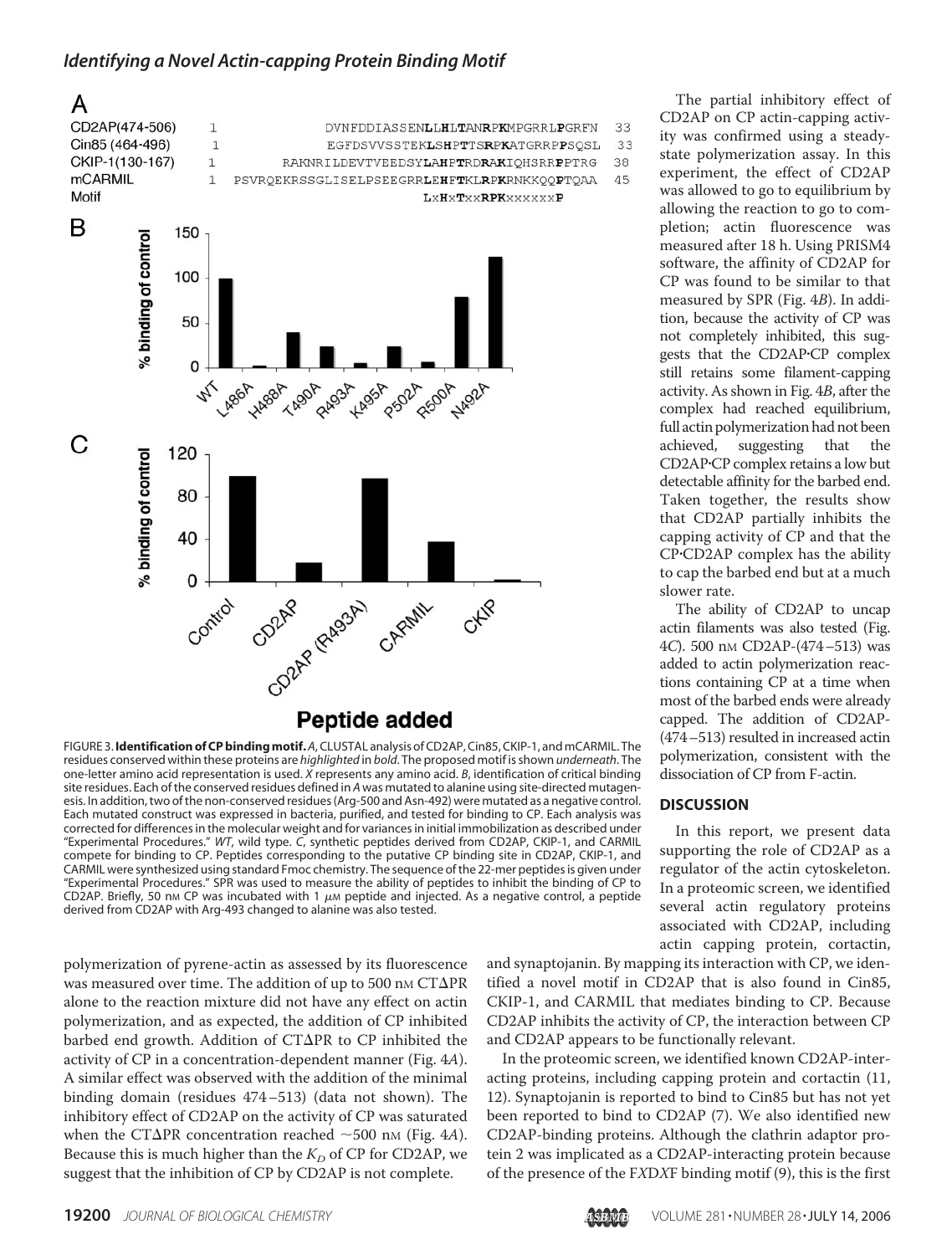A

| | | | |
|---|---|---|---|
| CD2AP(474-506) | 1 | DVNFDDIASSEN**L**L**H**L**T**AN**RPK**MPGRRL**P**GRFN | 33 |
| Cin85 (464-496) | 1 | EGFDSVVSSTEK**L**S**H**P**T**TS**RPK**ATGRRP**P**SQSL | 33 |
| CKIP-1(130-167) | 1 | RAKNRILDEVTVEEDSY**L**A**H**P**T**RD**RAK**IQHSRR**P**PTRG | 38 |
| mCARMIL | 1 | PSVRQEKRSSGLISELPSEEGRR**L**E**H**F**T**KL**RPK**RNKKQQ**P**TQAA | 45 |
| Motif | | LxHxTxxRPKxxxxxxP | |

FIGURE 3. **Identification of CP binding motif.** *A*, CLUSTAL analysis of CD2AP, Cin85, CKIP-1, and mCARMIL. The residues conserved within these proteins are *highlighted* in **bold**. The proposed motif is shown *underneath*. The one-letter amino acid representation is used. *X* represents any amino acid. *B*, identification of critical binding site residues. Each of the conserved residues defined in *A* was mutated to alanine using site-directed mutagenesis. In addition, two of the non-conserved residues (Arg-500 and Asn-492) were mutated as a negative control. Each mutated construct was expressed in bacteria, purified, and tested for binding to CP. Each analysis was corrected for differences in the molecular weight and for variances in initial immobilization as described under "Experimental Procedures." *WT*, wild type. *C*, synthetic peptides derived from CD2AP, CKIP-1, and CARMIL compete for binding to CP. Peptides corresponding to the putative CP binding site in CD2AP, CKIP-1, and CARMIL were synthesized using standard Fmoc chemistry. The sequence of the 22-mer peptides is given under "Experimental Procedures." SPR was used to measure the ability of peptides to inhibit the binding of CP to CD2AP. Briefly, 50 nM CP was incubated with 1 μM peptide and injected. As a negative control, a peptide derived from CD2AP with Arg-493 changed to alanine was also tested.

polymerization of pyrene-actin as assessed by its fluorescence was measured over time. The addition of up to 500 nM CTΔPR alone to the reaction mixture did not have any effect on actin polymerization, and as expected, the addition of CP inhibited barbed end growth. Addition of CTΔPR to CP inhibited the activity of CP in a concentration-dependent manner (Fig. 4*A*). A similar effect was observed with the addition of the minimal binding domain (residues 474–513) (data not shown). The inhibitory effect of CD2AP on the activity of CP was saturated when the CTΔPR concentration reached ~500 nM (Fig. 4*A*). Because this is much higher than the $K_D$ of CP for CD2AP, we suggest that the inhibition of CP by CD2AP is not complete.

The partial inhibitory effect of CD2AP on CP actin-capping activity was confirmed using a steady-state polymerization assay. In this experiment, the effect of CD2AP was allowed to go to equilibrium by allowing the reaction to go to completion; actin fluorescence was measured after 18 h. Using PRISM4 software, the affinity of CD2AP for CP was found to be similar to that measured by SPR (Fig. 4*B*). In addition, because the activity of CP was not completely inhibited, this suggests that the CD2AP·CP complex still retains some filament-capping activity. As shown in Fig. 4*B*, after the complex had reached equilibrium, full actin polymerization had not been achieved, suggesting that the CD2AP·CP complex retains a low but detectable affinity for the barbed end. Taken together, the results show that CD2AP partially inhibits the capping activity of CP and that the CP·CD2AP complex has the ability to cap the barbed end but at a much slower rate.

The ability of CD2AP to uncap actin filaments was also tested (Fig. 4*C*). 500 nM CD2AP-(474–513) was added to actin polymerization reactions containing CP at a time when most of the barbed ends were already capped. The addition of CD2AP-(474–513) resulted in increased actin polymerization, consistent with the dissociation of CP from F-actin.

## DISCUSSION

In this report, we present data supporting the role of CD2AP as a regulator of the actin cytoskeleton. In a proteomic screen, we identified several actin regulatory proteins associated with CD2AP, including actin capping protein, cortactin, and synaptojanin. By mapping its interaction with CP, we identified a novel motif in CD2AP that is also found in Cin85, CKIP-1, and CARMIL that mediates binding to CP. Because CD2AP inhibits the activity of CP, the interaction between CP and CD2AP appears to be functionally relevant.

In the proteomic screen, we identified known CD2AP-interacting proteins, including capping protein and cortactin (11, 12). Synaptojanin is reported to bind to Cin85 but has not yet been reported to bind to CD2AP (7). We also identified new CD2AP-binding proteins. Although the clathrin adaptor protein 2 was implicated as a CD2AP-interacting protein because of the presence of the FXDXF binding motif (9), this is the first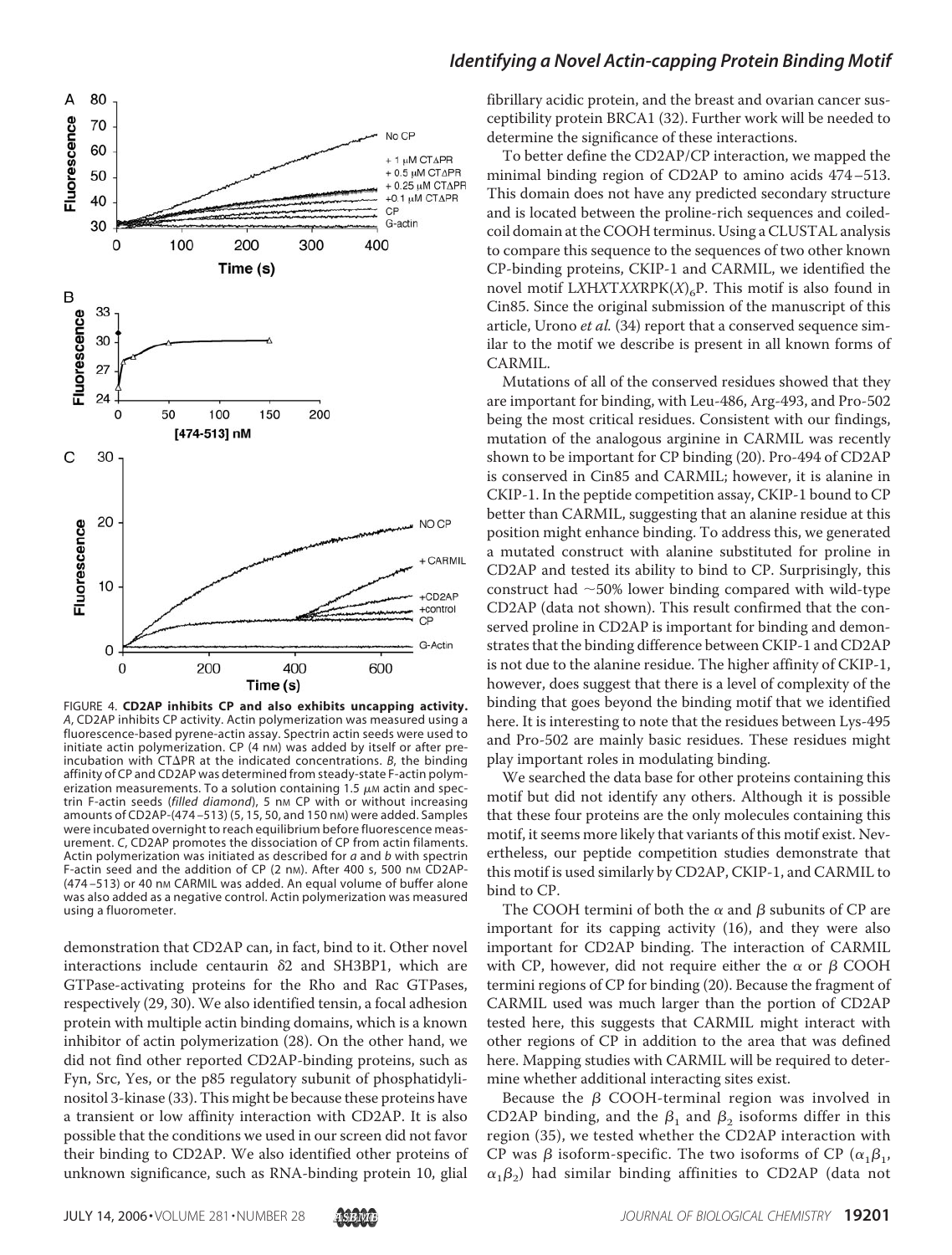FIGURE 4. **CD2AP inhibits CP and also exhibits uncapping activity.** *A*, CD2AP inhibits CP activity. Actin polymerization was measured using a fluorescence-based pyrene-actin assay. Spectrin actin seeds were used to initiate actin polymerization. CP (4 nM) was added by itself or after preincubation with CTΔPR at the indicated concentrations. *B*, the binding affinity of CP and CD2AP was determined from steady-state F-actin polymerization measurements. To a solution containing 1.5 μM actin and spectrin F-actin seeds (*filled diamond*), 5 nM CP with or without increasing amounts of CD2AP-(474–513) (5, 15, 50, and 150 nM) were added. Samples were incubated overnight to reach equilibrium before fluorescence measurement. *C*, CD2AP promotes the dissociation of CP from actin filaments. Actin polymerization was initiated as described for *a* and *b* with spectrin F-actin seed and the addition of CP (2 nM). After 400 s, 500 nM CD2AP-(474–513) or 40 nM CARMIL was added. An equal volume of buffer alone was also added as a negative control. Actin polymerization was measured using a fluorometer.

demonstration that CD2AP can, in fact, bind to it. Other novel interactions include centaurin δ2 and SH3BP1, which are GTPase-activating proteins for the Rho and Rac GTPases, respectively (29, 30). We also identified tensin, a focal adhesion protein with multiple actin binding domains, which is a known inhibitor of actin polymerization (28). On the other hand, we did not find other reported CD2AP-binding proteins, such as Fyn, Src, Yes, or the p85 regulatory subunit of phosphatidylinositol 3-kinase (33). This might be because these proteins have a transient or low affinity interaction with CD2AP. It is also possible that the conditions we used in our screen did not favor their binding to CD2AP. We also identified other proteins of unknown significance, such as RNA-binding protein 10, glial fibrillary acidic protein, and the breast and ovarian cancer susceptibility protein BRCA1 (32). Further work will be needed to determine the significance of these interactions.

To better define the CD2AP/CP interaction, we mapped the minimal binding region of CD2AP to amino acids 474–513. This domain does not have any predicted secondary structure and is located between the proline-rich sequences and coiled-coil domain at the COOH terminus. Using a CLUSTAL analysis to compare this sequence to the sequences of two other known CP-binding proteins, CKIP-1 and CARMIL, we identified the novel motif L*X*H*X*T*XX*RPK($X$)$_6$P. This motif is also found in Cin85. Since the original submission of the manuscript of this article, Urono *et al.* (34) report that a conserved sequence similar to the motif we describe is present in all known forms of CARMIL.

Mutations of all of the conserved residues showed that they are important for binding, with Leu-486, Arg-493, and Pro-502 being the most critical residues. Consistent with our findings, mutation of the analogous arginine in CARMIL was recently shown to be important for CP binding (20). Pro-494 of CD2AP is conserved in Cin85 and CARMIL; however, it is alanine in CKIP-1. In the peptide competition assay, CKIP-1 bound to CP better than CARMIL, suggesting that an alanine residue at this position might enhance binding. To address this, we generated a mutated construct with alanine substituted for proline in CD2AP and tested its ability to bind to CP. Surprisingly, this construct had ~50% lower binding compared with wild-type CD2AP (data not shown). This result confirmed that the conserved proline in CD2AP is important for binding and demonstrates that the binding difference between CKIP-1 and CD2AP is not due to the alanine residue. The higher affinity of CKIP-1, however, does suggest that there is a level of complexity of the binding that goes beyond the binding motif that we identified here. It is interesting to note that the residues between Lys-495 and Pro-502 are mainly basic residues. These residues might play important roles in modulating binding.

We searched the data base for other proteins containing this motif but did not identify any others. Although it is possible that these four proteins are the only molecules containing this motif, it seems more likely that variants of this motif exist. Nevertheless, our peptide competition studies demonstrate that this motif is used similarly by CD2AP, CKIP-1, and CARMIL to bind to CP.

The COOH termini of both the α and β subunits of CP are important for its capping activity (16), and they were also important for CD2AP binding. The interaction of CARMIL with CP, however, did not require either the α or β COOH termini regions of CP for binding (20). Because the fragment of CARMIL used was much larger than the portion of CD2AP tested here, this suggests that CARMIL might interact with other regions of CP in addition to the area that was defined here. Mapping studies with CARMIL will be required to determine whether additional interacting sites exist.

Because the β COOH-terminal region was involved in CD2AP binding, and the $\beta_1$ and $\beta_2$ isoforms differ in this region (35), we tested whether the CD2AP interaction with CP was β isoform-specific. The two isoforms of CP ($\alpha_1\beta_1$, $\alpha_1\beta_2$) had similar binding affinities to CD2AP (data not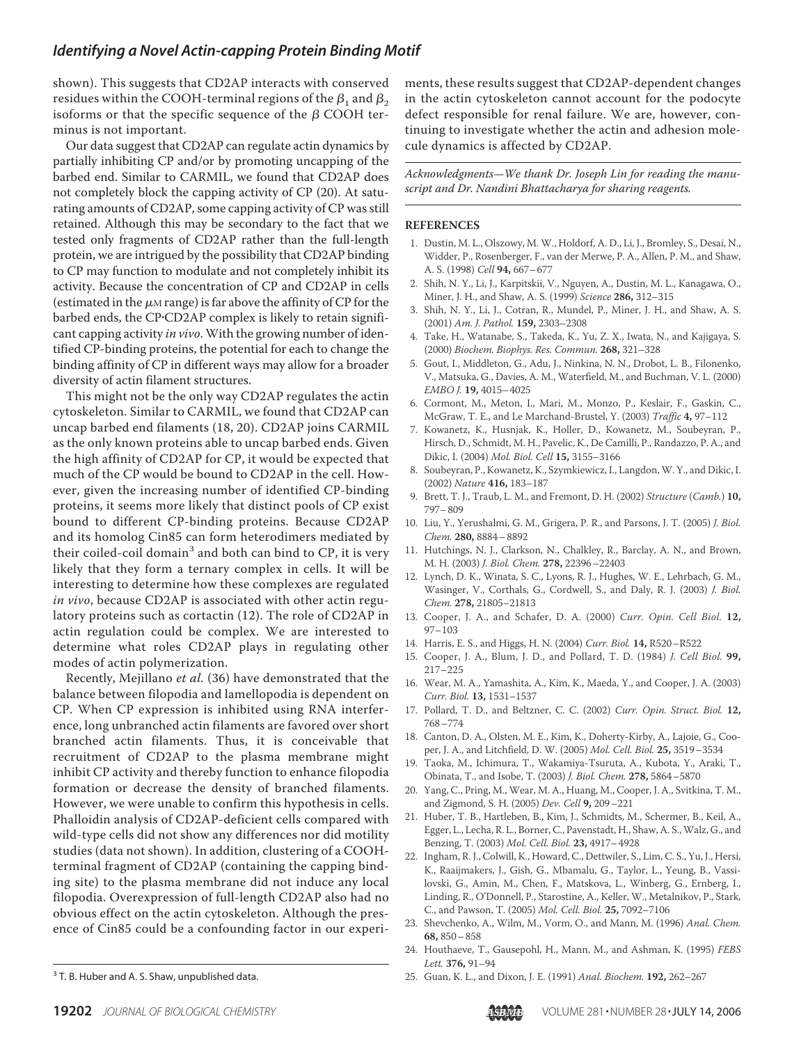shown). This suggests that CD2AP interacts with conserved residues within the COOH-terminal regions of the $\beta_1$ and $\beta_2$ isoforms or that the specific sequence of the $\beta$ COOH terminus is not important.

Our data suggest that CD2AP can regulate actin dynamics by partially inhibiting CP and/or by promoting uncapping of the barbed end. Similar to CARMIL, we found that CD2AP does not completely block the capping activity of CP (20). At saturating amounts of CD2AP, some capping activity of CP was still retained. Although this may be secondary to the fact that we tested only fragments of CD2AP rather than the full-length protein, we are intrigued by the possibility that CD2AP binding to CP may function to modulate and not completely inhibit its activity. Because the concentration of CP and CD2AP in cells (estimated in the $\mu$M range) is far above the affinity of CP for the barbed ends, the CP·CD2AP complex is likely to retain significant capping activity *in vivo*. With the growing number of identified CP-binding proteins, the potential for each to change the binding affinity of CP in different ways may allow for a broader diversity of actin filament structures.

This might not be the only way CD2AP regulates the actin cytoskeleton. Similar to CARMIL, we found that CD2AP can uncap barbed end filaments (18, 20). CD2AP joins CARMIL as the only known proteins able to uncap barbed ends. Given the high affinity of CD2AP for CP, it would be expected that much of the CP would be bound to CD2AP in the cell. However, given the increasing number of identified CP-binding proteins, it seems more likely that distinct pools of CP exist bound to different CP-binding proteins. Because CD2AP and its homolog Cin85 can form heterodimers mediated by their coiled-coil domain[3] and both can bind to CP, it is very likely that they form a ternary complex in cells. It will be interesting to determine how these complexes are regulated *in vivo*, because CD2AP is associated with other actin regulatory proteins such as cortactin (12). The role of CD2AP in actin regulation could be complex. We are interested to determine what roles CD2AP plays in regulating other modes of actin polymerization.

Recently, Mejillano *et al.* (36) have demonstrated that the balance between filopodia and lamellopodia is dependent on CP. When CP expression is inhibited using RNA interference, long unbranched actin filaments are favored over short branched actin filaments. Thus, it is conceivable that recruitment of CD2AP to the plasma membrane might inhibit CP activity and thereby function to enhance filopodia formation or decrease the density of branched filaments. However, we were unable to confirm this hypothesis in cells. Phalloidin analysis of CD2AP-deficient cells compared with wild-type cells did not show any differences nor did motility studies (data not shown). In addition, clustering of a COOH-terminal fragment of CD2AP (containing the capping binding site) to the plasma membrane did not induce any local filopodia. Overexpression of full-length CD2AP also had no obvious effect on the actin cytoskeleton. Although the presence of Cin85 could be a confounding factor in our experiments, these results suggest that CD2AP-dependent changes in the actin cytoskeleton cannot account for the podocyte defect responsible for renal failure. We are, however, continuing to investigate whether the actin and adhesion molecule dynamics is affected by CD2AP.

*Acknowledgments—We thank Dr. Joseph Lin for reading the manuscript and Dr. Nandini Bhattacharya for sharing reagents.*

[3] T. B. Huber and A. S. Shaw, unpublished data.

## REFERENCES

1. Dustin, M. L., Olszowy, M. W., Holdorf, A. D., Li, J., Bromley, S., Desai, N., Widder, P., Rosenberger, F., van der Merwe, P. A., Allen, P. M., and Shaw, A. S. (1998) *Cell* **94,** 667–677
2. Shih, N. Y., Li, J., Karpitskii, V., Nguyen, A., Dustin, M. L., Kanagawa, O., Miner, J. H., and Shaw, A. S. (1999) *Science* **286,** 312–315
3. Shih, N. Y., Li, J., Cotran, R., Mundel, P., Miner, J. H., and Shaw, A. S. (2001) *Am. J. Pathol.* **159,** 2303–2308
4. Take, H., Watanabe, S., Takeda, K., Yu, Z. X., Iwata, N., and Kajigaya, S. (2000) *Biochem. Biophys. Res. Commun.* **268,** 321–328
5. Gout, I., Middleton, G., Adu, J., Ninkina, N. N., Drobot, L. B., Filonenko, V., Matsuka, G., Davies, A. M., Waterfield, M., and Buchman, V. L. (2000) *EMBO J.* **19,** 4015–4025
6. Cormont, M., Meton, I., Mari, M., Monzo, P., Keslair, F., Gaskin, C., McGraw, T. E., and Le Marchand-Brustel, Y. (2003) *Traffic* **4,** 97–112
7. Kowanetz, K., Husnjak, K., Holler, D., Kowanetz, M., Soubeyran, P., Hirsch, D., Schmidt, M. H., Pavelic, K., De Camilli, P., Randazzo, P. A., and Dikic, I. (2004) *Mol. Biol. Cell* **15,** 3155–3166
8. Soubeyran, P., Kowanetz, K., Szymkiewicz, I., Langdon, W. Y., and Dikic, I. (2002) *Nature* **416,** 183–187
9. Brett, T. J., Traub, L. M., and Fremont, D. H. (2002) *Structure* (*Camb.*) **10,** 797–809
10. Liu, Y., Yerushalmi, G. M., Grigera, P. R., and Parsons, J. T. (2005) *J. Biol. Chem.* **280,** 8884–8892
11. Hutchings, N. J., Clarkson, N., Chalkley, R., Barclay, A. N., and Brown, M. H. (2003) *J. Biol. Chem.* **278,** 22396–22403
12. Lynch, D. K., Winata, S. C., Lyons, R. J., Hughes, W. E., Lehrbach, G. M., Wasinger, V., Corthals, G., Cordwell, S., and Daly, R. J. (2003) *J. Biol. Chem.* **278,** 21805–21813
13. Cooper, J. A., and Schafer, D. A. (2000) *Curr. Opin. Cell Biol.* **12,** 97–103
14. Harris, E. S., and Higgs, H. N. (2004) *Curr. Biol.* **14,** R520–R522
15. Cooper, J. A., Blum, J. D., and Pollard, T. D. (1984) *J. Cell Biol.* **99,** 217–225
16. Wear, M. A., Yamashita, A., Kim, K., Maeda, Y., and Cooper, J. A. (2003) *Curr. Biol.* **13,** 1531–1537
17. Pollard, T. D., and Beltzner, C. C. (2002) *Curr. Opin. Struct. Biol.* **12,** 768–774
18. Canton, D. A., Olsten, M. E., Kim, K., Doherty-Kirby, A., Lajoie, G., Cooper, J. A., and Litchfield, D. W. (2005) *Mol. Cell. Biol.* **25,** 3519–3534
19. Taoka, M., Ichimura, T., Wakamiya-Tsuruta, A., Kubota, Y., Araki, T., Obinata, T., and Isobe, T. (2003) *J. Biol. Chem.* **278,** 5864–5870
20. Yang, C., Pring, M., Wear, M. A., Huang, M., Cooper, J. A., Svitkina, T. M., and Zigmond, S. H. (2005) *Dev. Cell* **9,** 209–221
21. Huber, T. B., Hartleben, B., Kim, J., Schmidts, M., Schermer, B., Keil, A., Egger, L., Lecha, R. L., Borner, C., Pavenstadt, H., Shaw, A. S., Walz, G., and Benzing, T. (2003) *Mol. Cell. Biol.* **23,** 4917–4928
22. Ingham, R. J., Colwill, K., Howard, C., Dettwiler, S., Lim, C. S., Yu, J., Hersi, K., Raaijmakers, J., Gish, G., Mbamalu, G., Taylor, L., Yeung, B., Vassilovski, G., Amin, M., Chen, F., Matskova, L., Winberg, G., Ernberg, I., Linding, R., O'Donnell, P., Starostine, A., Keller, W., Metalnikov, P., Stark, C., and Pawson, T. (2005) *Mol. Cell. Biol.* **25,** 7092–7106
23. Shevchenko, A., Wilm, M., Vorm, O., and Mann, M. (1996) *Anal. Chem.* **68,** 850–858
24. Houthaeve, T., Gausepohl, H., Mann, M., and Ashman, K. (1995) *FEBS Lett.* **376,** 91–94
25. Guan, K. L., and Dixon, J. E. (1991) *Anal. Biochem.* **192,** 262–267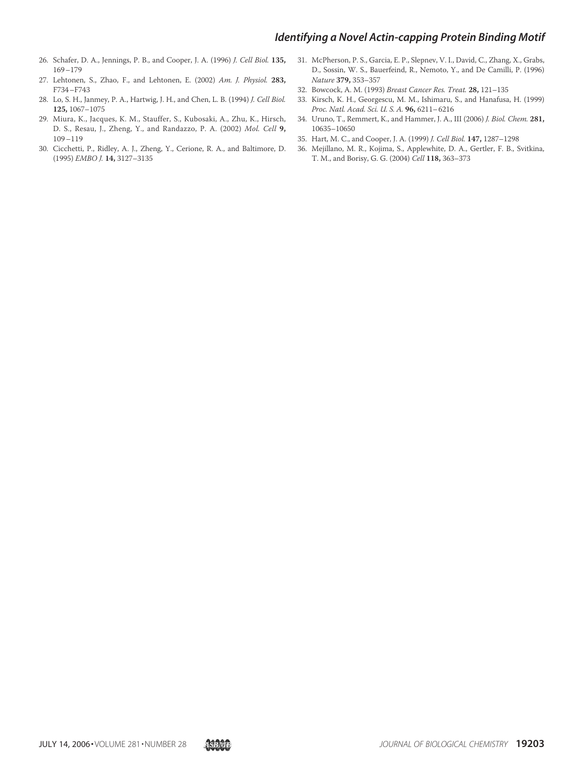26. Schafer, D. A., Jennings, P. B., and Cooper, J. A. (1996) *J. Cell Biol.* **135,** 169–179
27. Lehtonen, S., Zhao, F., and Lehtonen, E. (2002) *Am. J. Physiol.* **283,** F734–F743
28. Lo, S. H., Janmey, P. A., Hartwig, J. H., and Chen, L. B. (1994) *J. Cell Biol.* **125,** 1067–1075
29. Miura, K., Jacques, K. M., Stauffer, S., Kubosaki, A., Zhu, K., Hirsch, D. S., Resau, J., Zheng, Y., and Randazzo, P. A. (2002) *Mol. Cell* **9,** 109–119
30. Cicchetti, P., Ridley, A. J., Zheng, Y., Cerione, R. A., and Baltimore, D. (1995) *EMBO J.* **14,** 3127–3135
31. McPherson, P. S., Garcia, E. P., Slepnev, V. I., David, C., Zhang, X., Grabs, D., Sossin, W. S., Bauerfeind, R., Nemoto, Y., and De Camilli, P. (1996) *Nature* **379,** 353–357
32. Bowcock, A. M. (1993) *Breast Cancer Res. Treat.* **28,** 121–135
33. Kirsch, K. H., Georgescu, M. M., Ishimaru, S., and Hanafusa, H. (1999) *Proc. Natl. Acad. Sci. U. S. A.* **96,** 6211–6216
34. Uruno, T., Remmert, K., and Hammer, J. A., III (2006) *J. Biol. Chem.* **281,** 10635–10650
35. Hart, M. C., and Cooper, J. A. (1999) *J. Cell Biol.* **147,** 1287–1298
36. Mejillano, M. R., Kojima, S., Applewhite, D. A., Gertler, F. B., Svitkina, T. M., and Borisy, G. G. (2004) *Cell* **118,** 363–373